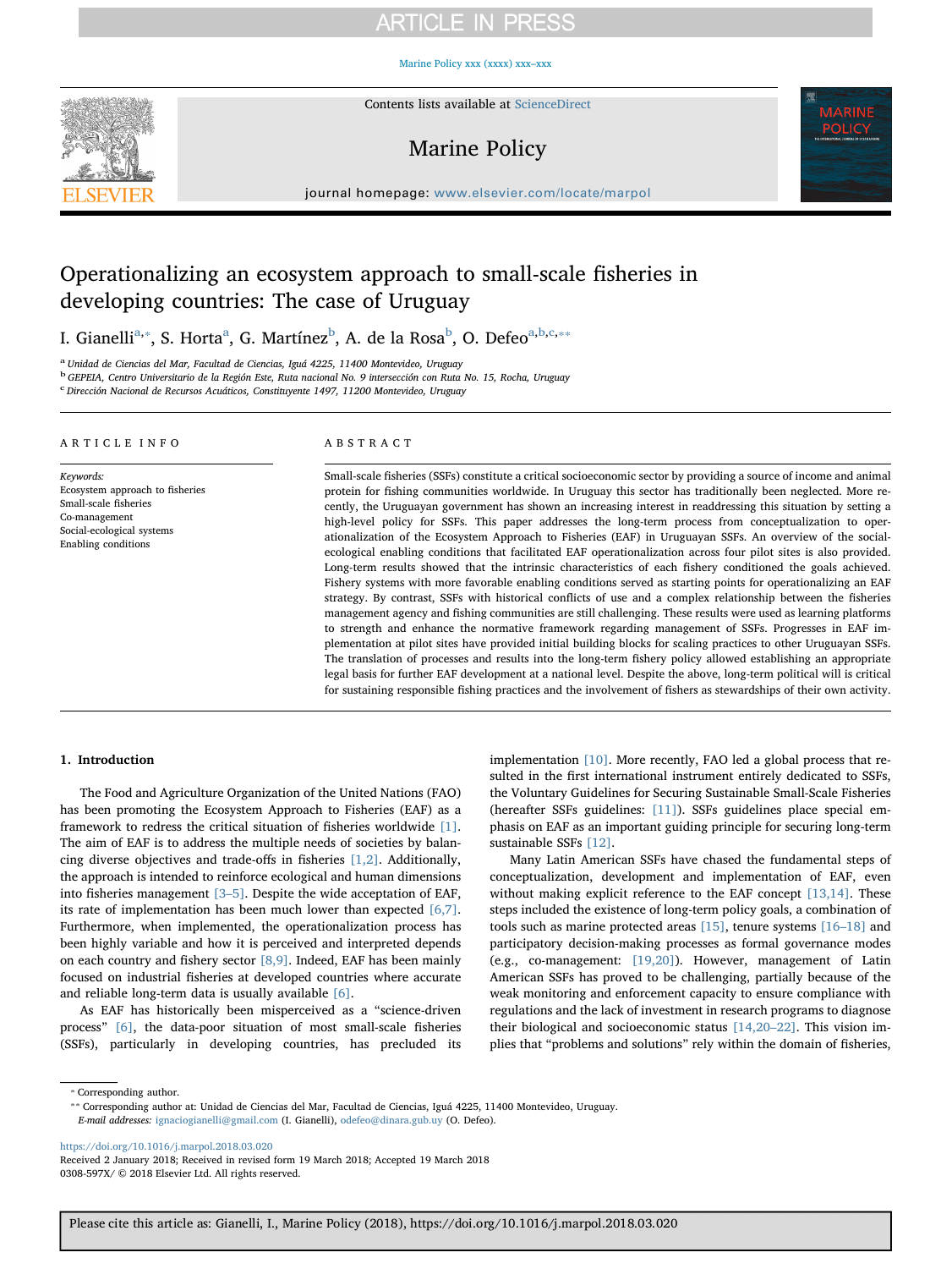# Operationalizing an ecosystem approach to small-scale fisheries in developing countries: The case of Uruguay

I. Gianelli[a,*], S. Horta[a], G. Martínez[b], A. de la Rosa[b], O. Defeo[a,b,c,**]

[a] Unidad de Ciencias del Mar, Facultad de Ciencias, Iguá 4225, 11400 Montevideo, Uruguay

[b] GEPEIA, Centro Universitario de la Región Este, Ruta nacional No. 9 intersección con Ruta No. 15, Rocha, Uruguay

[c] Dirección Nacional de Recursos Acuáticos, Constituyente 1497, 11200 Montevideo, Uruguay

**ARTICLE INFO**

*Keywords:*
Ecosystem approach to fisheries
Small-scale fisheries
Co-management
Social-ecological systems
Enabling conditions

**ABSTRACT**

Small-scale fisheries (SSFs) constitute a critical socioeconomic sector by providing a source of income and animal protein for fishing communities worldwide. In Uruguay this sector has traditionally been neglected. More recently, the Uruguayan government has shown an increasing interest in readdressing this situation by setting a high-level policy for SSFs. This paper addresses the long-term process from conceptualization to operationalization of the Ecosystem Approach to Fisheries (EAF) in Uruguayan SSFs. An overview of the social-ecological enabling conditions that facilitated EAF operationalization across four pilot sites is also provided. Long-term results showed that the intrinsic characteristics of each fishery conditioned the goals achieved. Fishery systems with more favorable enabling conditions served as starting points for operationalizing an EAF strategy. By contrast, SSFs with historical conflicts of use and a complex relationship between the fisheries management agency and fishing communities are still challenging. These results were used as learning platforms to strength and enhance the normative framework regarding management of SSFs. Progresses in EAF implementation at pilot sites have provided initial building blocks for scaling practices to other Uruguayan SSFs. The translation of processes and results into the long-term fishery policy allowed establishing an appropriate legal basis for further EAF development at a national level. Despite the above, long-term political will is critical for sustaining responsible fishing practices and the involvement of fishers as stewardships of their own activity.

## 1. Introduction

The Food and Agriculture Organization of the United Nations (FAO) has been promoting the Ecosystem Approach to Fisheries (EAF) as a framework to redress the critical situation of fisheries worldwide [1]. The aim of EAF is to address the multiple needs of societies by balancing diverse objectives and trade-offs in fisheries [1,2]. Additionally, the approach is intended to reinforce ecological and human dimensions into fisheries management [3–5]. Despite the wide acceptance of EAF, its rate of implementation has been much lower than expected [6,7]. Furthermore, when implemented, the operationalization process has been highly variable and how it is perceived and interpreted depends on each country and fishery sector [8,9]. Indeed, EAF has been mainly focused on industrial fisheries at developed countries where accurate and reliable long-term data is usually available [6].

As EAF has historically been misperceived as a "science-driven process" [6], the data-poor situation of most small-scale fisheries (SSFs), particularly in developing countries, has precluded its implementation [10]. More recently, FAO led a global process that resulted in the first international instrument entirely dedicated to SSFs, the Voluntary Guidelines for Securing Sustainable Small-Scale Fisheries (hereafter SSFs guidelines: [11]). SSFs guidelines place special emphasis on EAF as an important guiding principle for securing long-term sustainable SSFs [12].

Many Latin American SSFs have chased the fundamental steps of conceptualization, development and implementation of EAF, even without making explicit reference to the EAF concept [13,14]. These steps included the existence of long-term policy goals, a combination of tools such as marine protected areas [15], tenure systems [16–18] and participatory decision-making processes as formal governance modes (e.g., co-management: [19,20]). However, management of Latin American SSFs has proved to be challenging, partially because of the weak monitoring and enforcement capacity to ensure compliance with regulations and the lack of investment in research programs to diagnose their biological and socioeconomic status [14,20–22]. This vision implies that "problems and solutions" rely within the domain of fisheries,

\* Corresponding author.

\*\* Corresponding author at: Unidad de Ciencias del Mar, Facultad de Ciencias, Iguá 4225, 11400 Montevideo, Uruguay.

*E-mail addresses:* ignaciogianelli@gmail.com (I. Gianelli), odefeo@dinara.gub.uy (O. Defeo).

https://doi.org/10.1016/j.marpol.2018.03.020

Received 2 January 2018; Received in revised form 19 March 2018; Accepted 19 March 2018

0308-597X/ © 2018 Elsevier Ltd. All rights reserved.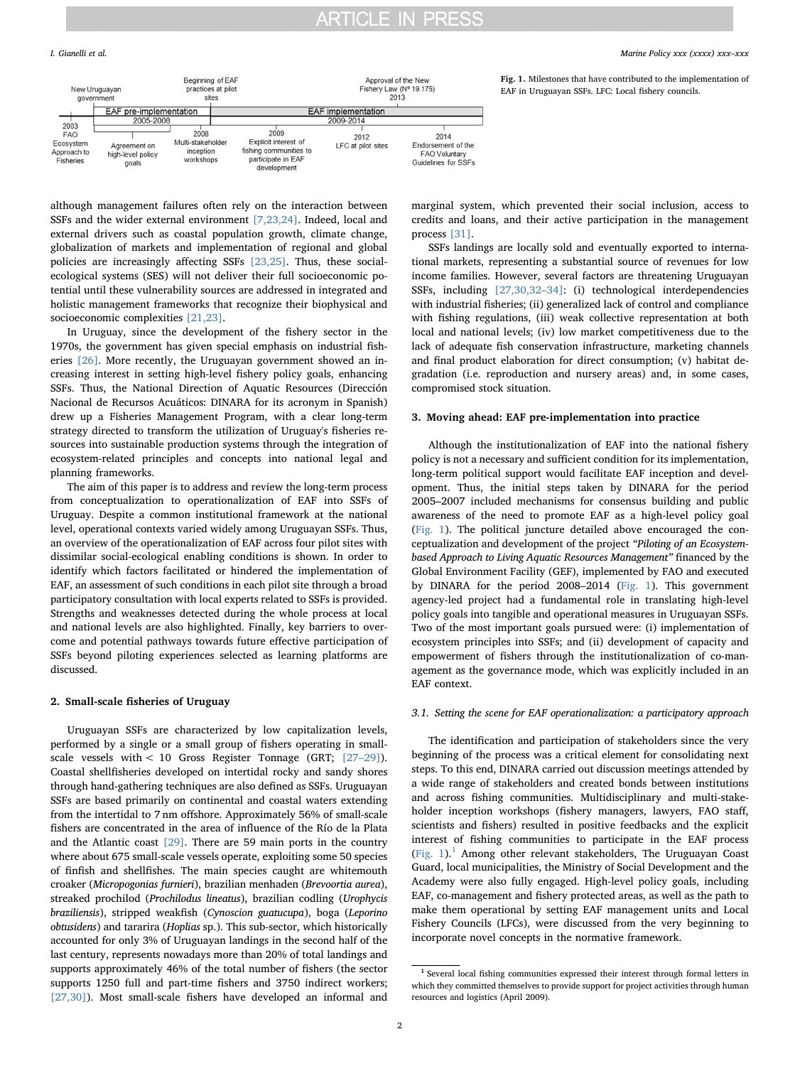New Uruguayan government | Beginning of EAF practices at pilot sites | Approval of the New Fishery Law (Nº 19.175) 2013

| EAF pre-implementation 2005-2008 | EAF implementation 2009-2014 |
| --- | --- |

2003 FAO Ecosystem Approach to Fisheries | Agreement on high-level policy goals | 2008 Multi-stakeholder inception workshops | 2009 Explicit interest of fishing communities to participate in EAF development | 2012 LFC at pilot sites | 2014 Endorsement of the FAO Voluntary Guidelines for SSFs

**Fig. 1.** Milestones that have contributed to the implementation of EAF in Uruguayan SSFs. LFC: Local fishery councils.

although management failures often rely on the interaction between SSFs and the wider external environment [7,23,24]. Indeed, local and external drivers such as coastal population growth, climate change, globalization of markets and implementation of regional and global policies are increasingly affecting SSFs [23,25]. Thus, these social-ecological systems (SES) will not deliver their full socioeconomic potential until these vulnerability sources are addressed in integrated and holistic management frameworks that recognize their biophysical and socioeconomic complexities [21,23].

In Uruguay, since the development of the fishery sector in the 1970s, the government has given special emphasis on industrial fisheries [26]. More recently, the Uruguayan government showed an increasing interest in setting high-level fishery policy goals, enhancing SSFs. Thus, the National Direction of Aquatic Resources (Dirección Nacional de Recursos Acuáticos: DINARA for its acronym in Spanish) drew up a Fisheries Management Program, with a clear long-term strategy directed to transform the utilization of Uruguay's fisheries resources into sustainable production systems through the integration of ecosystem-related principles and concepts into national legal and planning frameworks.

The aim of this paper is to address and review the long-term process from conceptualization to operationalization of EAF into SSFs of Uruguay. Despite a common institutional framework at the national level, operational contexts varied widely among Uruguayan SSFs. Thus, an overview of the operationalization of EAF across four pilot sites with dissimilar social-ecological enabling conditions is shown. In order to identify which factors facilitated or hindered the implementation of EAF, an assessment of such conditions in each pilot site through a broad participatory consultation with local experts related to SSFs is provided. Strengths and weaknesses detected during the whole process at local and national levels are also highlighted. Finally, key barriers to overcome and potential pathways towards future effective participation of SSFs beyond piloting experiences selected as learning platforms are discussed.

## 2. Small-scale fisheries of Uruguay

Uruguayan SSFs are characterized by low capitalization levels, performed by a single or a small group of fishers operating in small-scale vessels with < 10 Gross Register Tonnage (GRT; [27–29]). Coastal shellfisheries developed on intertidal rocky and sandy shores through hand-gathering techniques are also defined as SSFs. Uruguayan SSFs are based primarily on continental and coastal waters extending from the intertidal to 7 nm offshore. Approximately 56% of small-scale fishers are concentrated in the area of influence of the Río de la Plata and the Atlantic coast [29]. There are 59 main ports in the country where about 675 small-scale vessels operate, exploiting some 50 species of finfish and shellfishes. The main species caught are whitemouth croaker (*Micropogonias furnieri*), brazilian menhaden (*Brevoortia aurea*), streaked prochilod (*Prochilodus lineatus*), brazilian codling (*Urophycis braziliensis*), stripped weakfish (*Cynoscion guatucupa*), boga (*Leporino obtusidens*) and tararira (*Hoplias* sp.). This sub-sector, which historically accounted for only 3% of Uruguayan landings in the second half of the last century, represents nowadays more than 20% of total landings and supports approximately 46% of the total number of fishers (the sector supports 1250 full and part-time fishers and 3750 indirect workers; [27,30]). Most small-scale fishers have developed an informal and marginal system, which prevented their social inclusion, access to credits and loans, and their active participation in the management process [31].

SSFs landings are locally sold and eventually exported to international markets, representing a substantial source of revenues for low income families. However, several factors are threatening Uruguayan SSFs, including [27,30,32–34]: (i) technological interdependencies with industrial fisheries; (ii) generalized lack of control and compliance with fishing regulations, (iii) weak collective representation at both local and national levels; (iv) low market competitiveness due to the lack of adequate fish conservation infrastructure, marketing channels and final product elaboration for direct consumption; (v) habitat degradation (i.e. reproduction and nursery areas) and, in some cases, compromised stock situation.

## 3. Moving ahead: EAF pre-implementation into practice

Although the institutionalization of EAF into the national fishery policy is not a necessary and sufficient condition for its implementation, long-term political support would facilitate EAF inception and development. Thus, the initial steps taken by DINARA for the period 2005–2007 included mechanisms for consensus building and public awareness of the need to promote EAF as a high-level policy goal (Fig. 1). The political juncture detailed above encouraged the conceptualization and development of the project *"Piloting of an Ecosystem-based Approach to Living Aquatic Resources Management"* financed by the Global Environment Facility (GEF), implemented by FAO and executed by DINARA for the period 2008–2014 (Fig. 1). This government agency-led project had a fundamental role in translating high-level policy goals into tangible and operational measures in Uruguayan SSFs. Two of the most important goals pursued were: (i) implementation of ecosystem principles into SSFs; and (ii) development of capacity and empowerment of fishers through the institutionalization of co-management as the governance mode, which was explicitly included in an EAF context.

### 3.1. Setting the scene for EAF operationalization: a participatory approach

The identification and participation of stakeholders since the very beginning of the process was a critical element for consolidating next steps. To this end, DINARA carried out discussion meetings attended by a wide range of stakeholders and created bonds between institutions and across fishing communities. Multidisciplinary and multi-stakeholder inception workshops (fishery managers, lawyers, FAO staff, scientists and fishers) resulted in positive feedbacks and the explicit interest of fishing communities to participate in the EAF process (Fig. 1).[1] Among other relevant stakeholders, The Uruguayan Coast Guard, local municipalities, the Ministry of Social Development and the Academy were also fully engaged. High-level policy goals, including EAF, co-management and fishery protected areas, as well as the path to make them operational by setting EAF management units and Local Fishery Councils (LFCs), were discussed from the very beginning to incorporate novel concepts in the normative framework.

[1] Several local fishing communities expressed their interest through formal letters in which they committed themselves to provide support for project activities through human resources and logistics (April 2009).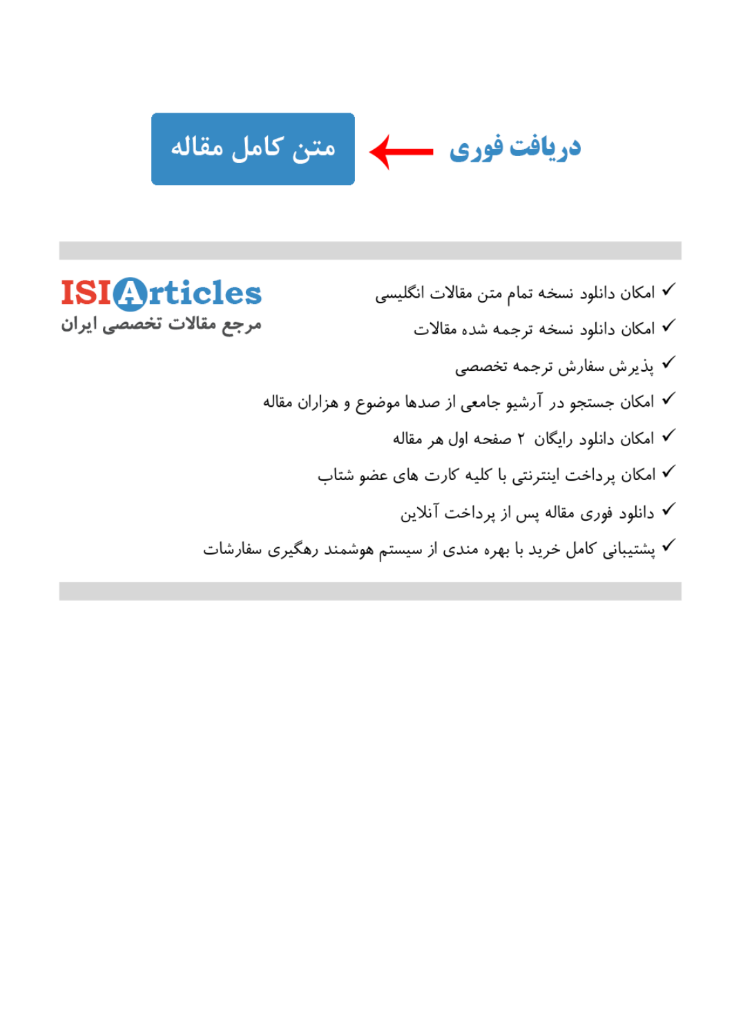دریافت فوری ← **متن کامل مقاله**

**ISIArticles**
مرجع مقالات تخصصی ایران

- ✓ امکان دانلود نسخه تمام متن مقالات انگلیسی
- ✓ امکان دانلود نسخه ترجمه شده مقالات
- ✓ پذیرش سفارش ترجمه تخصصی
- ✓ امکان جستجو در آرشیو جامعی از صدها موضوع و هزاران مقاله
- ✓ امکان دانلود رایگان ۲ صفحه اول هر مقاله
- ✓ امکان پرداخت اینترنتی با کلیه کارت های عضو شتاب
- ✓ دانلود فوری مقاله پس از پرداخت آنلاین
- ✓ پشتیبانی کامل خرید با بهره مندی از سیستم هوشمند رهگیری سفارشات